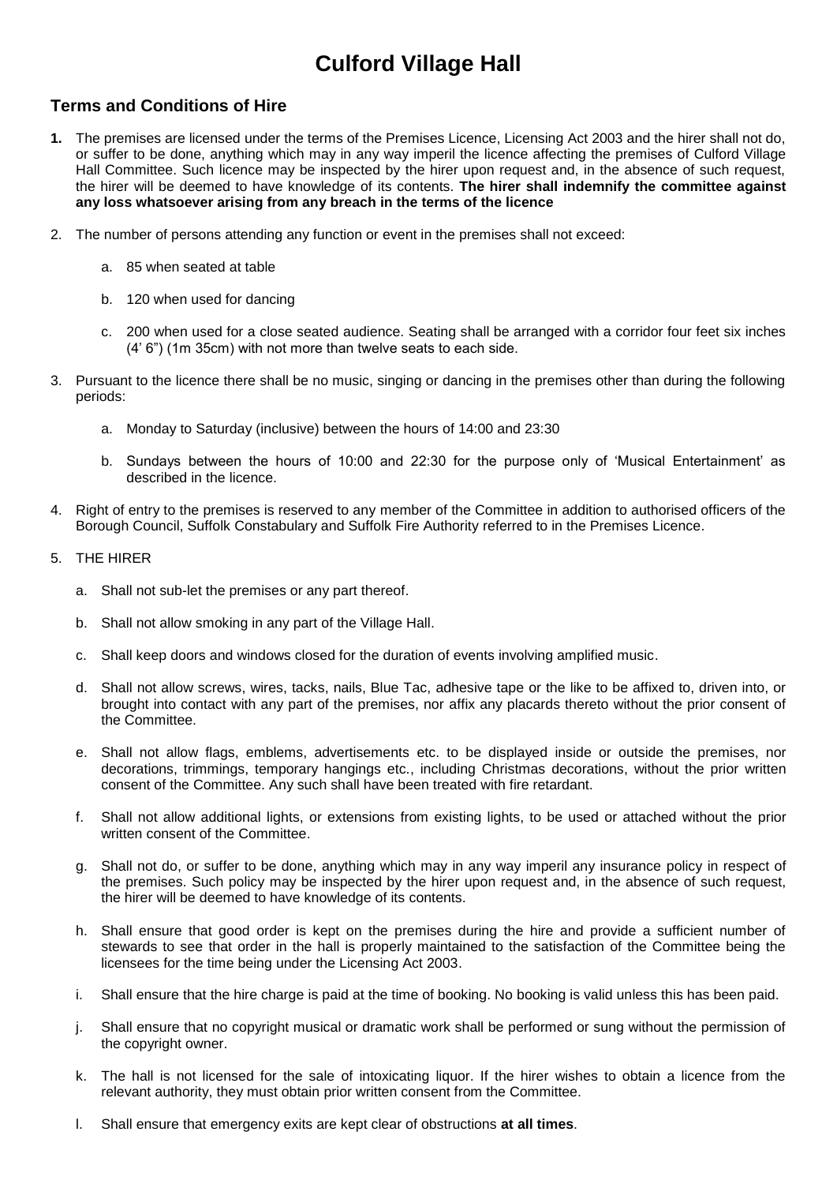# Culford Village Hall

## Terms and Conditions of Hire

**1.** The premises are licensed under the terms of the Premises Licence, Licensing Act 2003 and the hirer shall not do, or suffer to be done, anything which may in any way imperil the licence affecting the premises of Culford Village Hall Committee. Such licence may be inspected by the hirer upon request and, in the absence of such request, the hirer will be deemed to have knowledge of its contents. **The hirer shall indemnify the committee against any loss whatsoever arising from any breach in the terms of the licence**

2. The number of persons attending any function or event in the premises shall not exceed:

   a. 85 when seated at table

   b. 120 when used for dancing

   c. 200 when used for a close seated audience. Seating shall be arranged with a corridor four feet six inches (4' 6") (1m 35cm) with not more than twelve seats to each side.

3. Pursuant to the licence there shall be no music, singing or dancing in the premises other than during the following periods:

   a. Monday to Saturday (inclusive) between the hours of 14:00 and 23:30

   b. Sundays between the hours of 10:00 and 22:30 for the purpose only of 'Musical Entertainment' as described in the licence.

4. Right of entry to the premises is reserved to any member of the Committee in addition to authorised officers of the Borough Council, Suffolk Constabulary and Suffolk Fire Authority referred to in the Premises Licence.

5. THE HIRER

   a. Shall not sub-let the premises or any part thereof.

   b. Shall not allow smoking in any part of the Village Hall.

   c. Shall keep doors and windows closed for the duration of events involving amplified music.

   d. Shall not allow screws, wires, tacks, nails, Blue Tac, adhesive tape or the like to be affixed to, driven into, or brought into contact with any part of the premises, nor affix any placards thereto without the prior consent of the Committee.

   e. Shall not allow flags, emblems, advertisements etc. to be displayed inside or outside the premises, nor decorations, trimmings, temporary hangings etc., including Christmas decorations, without the prior written consent of the Committee. Any such shall have been treated with fire retardant.

   f. Shall not allow additional lights, or extensions from existing lights, to be used or attached without the prior written consent of the Committee.

   g. Shall not do, or suffer to be done, anything which may in any way imperil any insurance policy in respect of the premises. Such policy may be inspected by the hirer upon request and, in the absence of such request, the hirer will be deemed to have knowledge of its contents.

   h. Shall ensure that good order is kept on the premises during the hire and provide a sufficient number of stewards to see that order in the hall is properly maintained to the satisfaction of the Committee being the licensees for the time being under the Licensing Act 2003.

   i. Shall ensure that the hire charge is paid at the time of booking. No booking is valid unless this has been paid.

   j. Shall ensure that no copyright musical or dramatic work shall be performed or sung without the permission of the copyright owner.

   k. The hall is not licensed for the sale of intoxicating liquor. If the hirer wishes to obtain a licence from the relevant authority, they must obtain prior written consent from the Committee.

   l. Shall ensure that emergency exits are kept clear of obstructions **at all times**.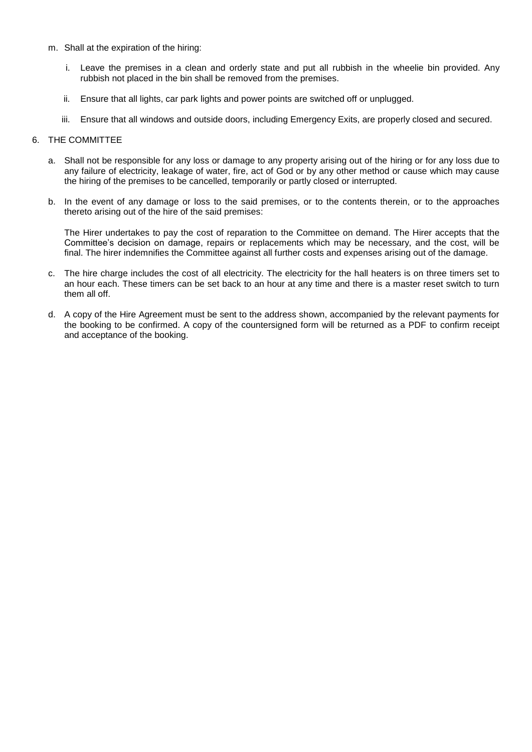m. Shall at the expiration of the hiring:

   i. Leave the premises in a clean and orderly state and put all rubbish in the wheelie bin provided. Any rubbish not placed in the bin shall be removed from the premises.

   ii. Ensure that all lights, car park lights and power points are switched off or unplugged.

   iii. Ensure that all windows and outside doors, including Emergency Exits, are properly closed and secured.

6. THE COMMITTEE

   a. Shall not be responsible for any loss or damage to any property arising out of the hiring or for any loss due to any failure of electricity, leakage of water, fire, act of God or by any other method or cause which may cause the hiring of the premises to be cancelled, temporarily or partly closed or interrupted.

   b. In the event of any damage or loss to the said premises, or to the contents therein, or to the approaches thereto arising out of the hire of the said premises:

      The Hirer undertakes to pay the cost of reparation to the Committee on demand. The Hirer accepts that the Committee's decision on damage, repairs or replacements which may be necessary, and the cost, will be final. The hirer indemnifies the Committee against all further costs and expenses arising out of the damage.

   c. The hire charge includes the cost of all electricity. The electricity for the hall heaters is on three timers set to an hour each. These timers can be set back to an hour at any time and there is a master reset switch to turn them all off.

   d. A copy of the Hire Agreement must be sent to the address shown, accompanied by the relevant payments for the booking to be confirmed. A copy of the countersigned form will be returned as a PDF to confirm receipt and acceptance of the booking.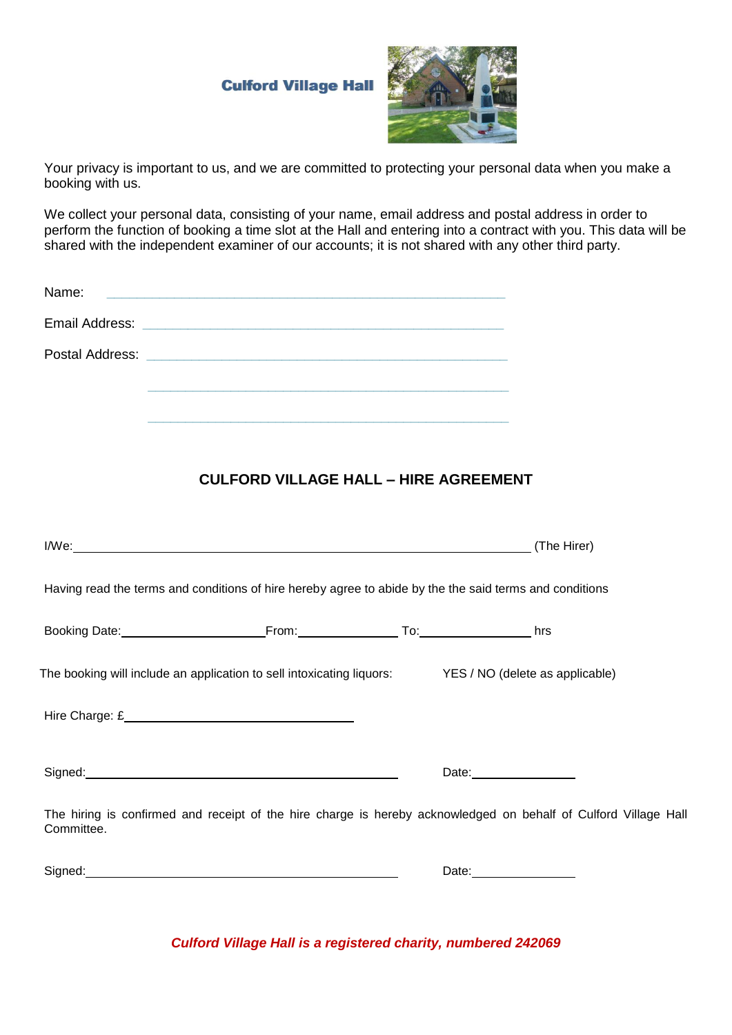**Culford Village Hall**

Your privacy is important to us, and we are committed to protecting your personal data when you make a booking with us.

We collect your personal data, consisting of your name, email address and postal address in order to perform the function of booking a time slot at the Hall and entering into a contract with you. This data will be shared with the independent examiner of our accounts; it is not shared with any other third party.

Name: ______________________________________________

Email Address: ______________________________________________

Postal Address: ______________________________________________

______________________________________________

______________________________________________

## CULFORD VILLAGE HALL – HIRE AGREEMENT

I/We: ______________________________________________ (The Hirer)

Having read the terms and conditions of hire hereby agree to abide by the the said terms and conditions

Booking Date: ____________________ From: ______________ To: ______________ hrs

The booking will include an application to sell intoxicating liquors: YES / NO (delete as applicable)

Hire Charge: £ ______________________________

Signed: ______________________________________________ Date: ______________

The hiring is confirmed and receipt of the hire charge is hereby acknowledged on behalf of Culford Village Hall Committee.

Signed: ______________________________________________ Date: ______________

***Culford Village Hall is a registered charity, numbered 242069***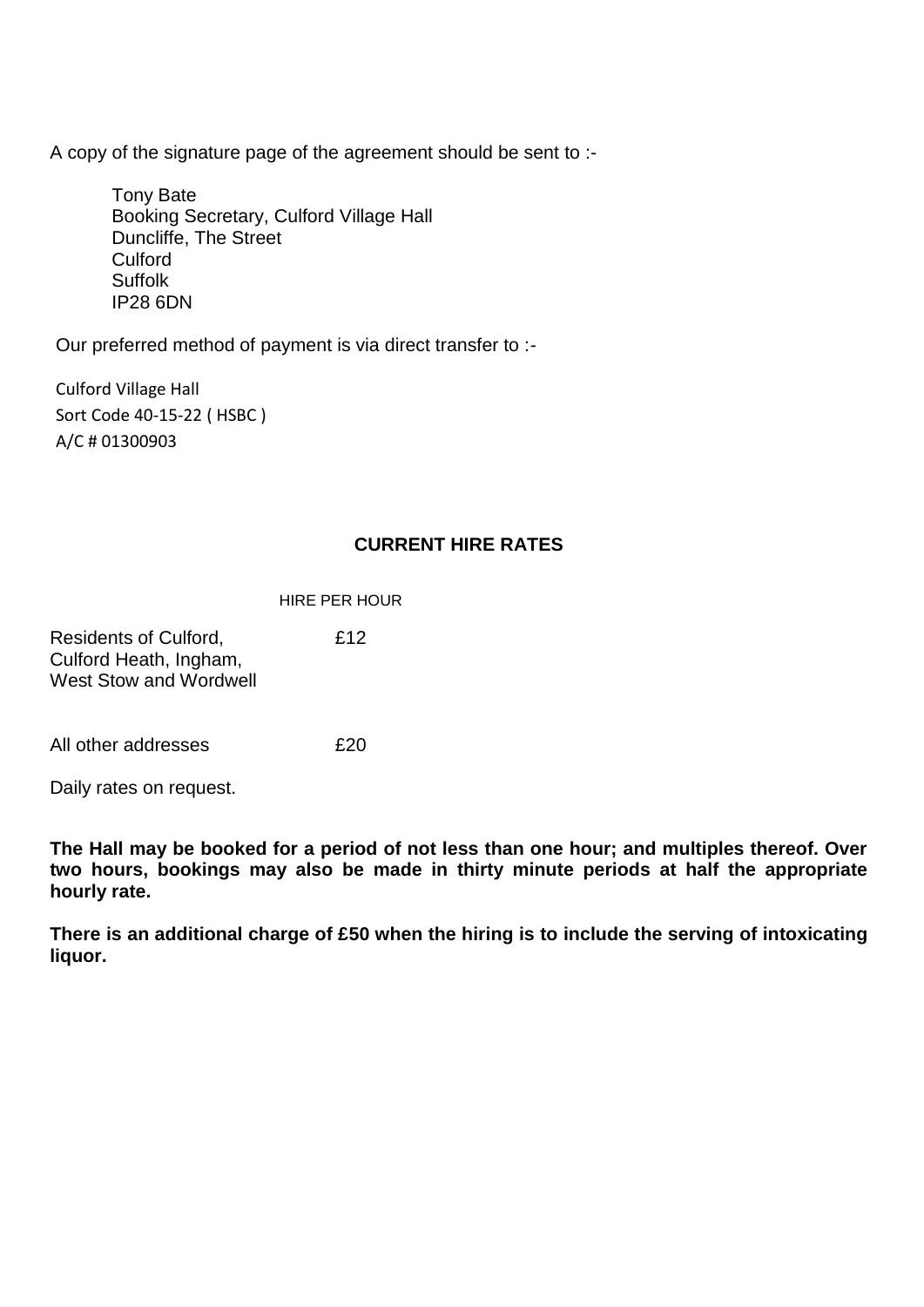A copy of the signature page of the agreement should be sent to :-

Tony Bate  
Booking Secretary, Culford Village Hall  
Duncliffe, The Street  
Culford  
Suffolk  
IP28 6DN

Our preferred method of payment is via direct transfer to :-

Culford Village Hall  
Sort Code 40-15-22 ( HSBC )  
A/C # 01300903

## CURRENT HIRE RATES

| | HIRE PER HOUR |
|---|---|
| Residents of Culford, Culford Heath, Ingham, West Stow and Wordwell | £12 |
| All other addresses | £20 |

Daily rates on request.

**The Hall may be booked for a period of not less than one hour; and multiples thereof. Over two hours, bookings may also be made in thirty minute periods at half the appropriate hourly rate.**

**There is an additional charge of £50 when the hiring is to include the serving of intoxicating liquor.**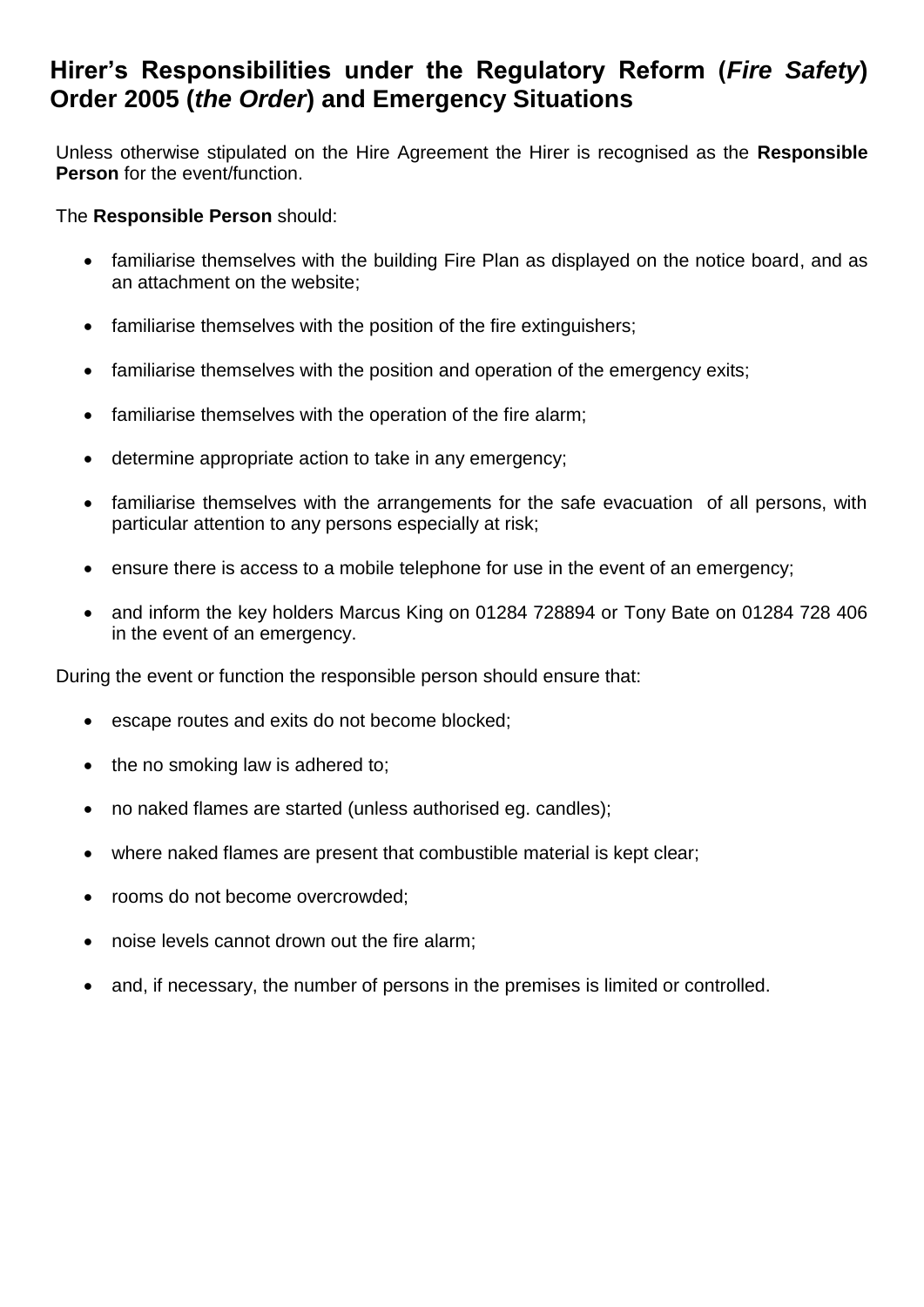## Hirer's Responsibilities under the Regulatory Reform (*Fire Safety*) Order 2005 (*the Order*) and Emergency Situations

Unless otherwise stipulated on the Hire Agreement the Hirer is recognised as the **Responsible Person** for the event/function.

The **Responsible Person** should:

- familiarise themselves with the building Fire Plan as displayed on the notice board, and as an attachment on the website;
- familiarise themselves with the position of the fire extinguishers;
- familiarise themselves with the position and operation of the emergency exits;
- familiarise themselves with the operation of the fire alarm;
- determine appropriate action to take in any emergency;
- familiarise themselves with the arrangements for the safe evacuation of all persons, with particular attention to any persons especially at risk;
- ensure there is access to a mobile telephone for use in the event of an emergency;
- and inform the key holders Marcus King on 01284 728894 or Tony Bate on 01284 728 406 in the event of an emergency.

During the event or function the responsible person should ensure that:

- escape routes and exits do not become blocked;
- the no smoking law is adhered to;
- no naked flames are started (unless authorised eg. candles);
- where naked flames are present that combustible material is kept clear;
- rooms do not become overcrowded;
- noise levels cannot drown out the fire alarm;
- and, if necessary, the number of persons in the premises is limited or controlled.